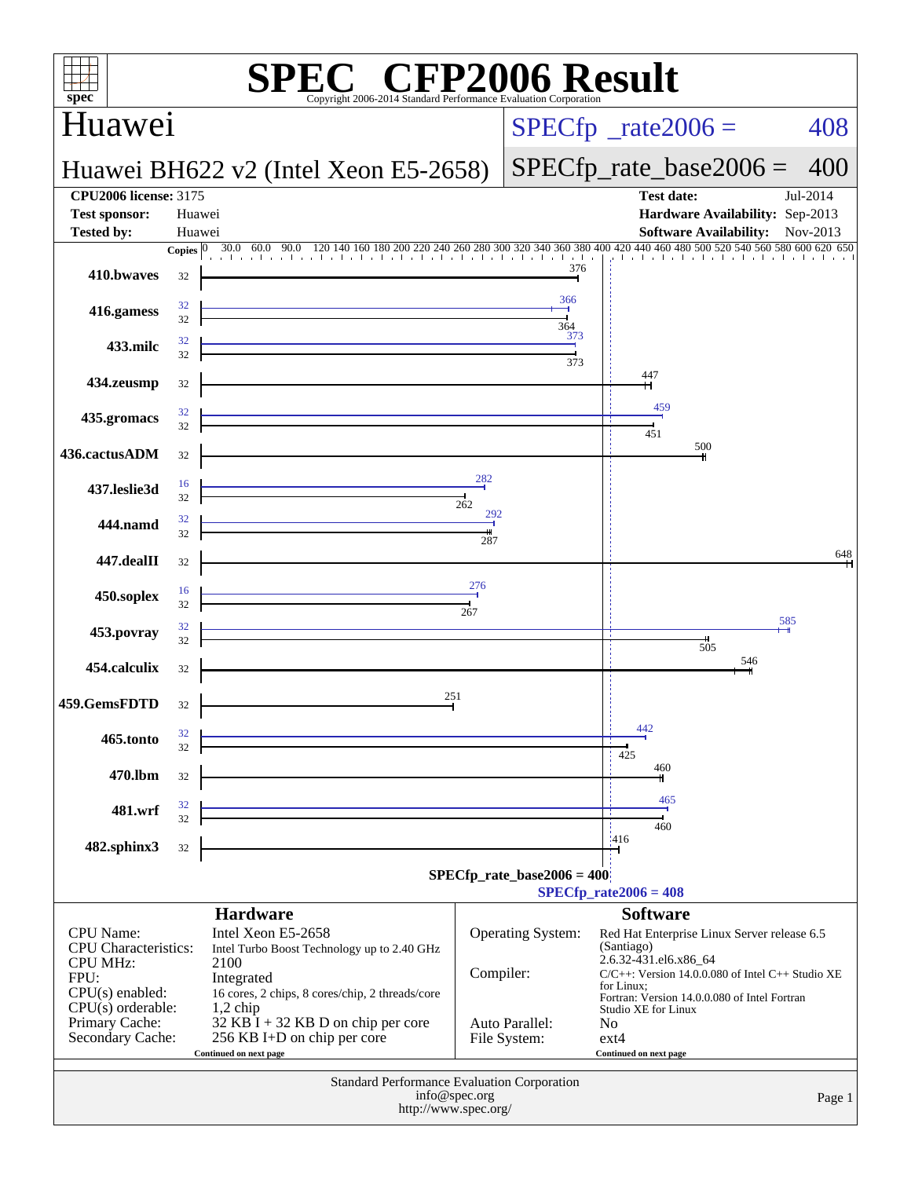# SPEC CFP2006 Result

Copyright 2006-2014 Standard Performance Evaluation Corporation

## Huawei

**Huawei BH622 v2 (Intel Xeon E5-2658)**

SPECfp_rate2006 = 408

SPECfp_rate_base2006 = 400

| | | | |
|---|---|---|---|
| **CPU2006 license:** | 3175 | **Test date:** | Jul-2014 |
| **Test sponsor:** | Huawei | **Hardware Availability:** | Sep-2013 |
| **Tested by:** | Huawei | **Software Availability:** | Nov-2013 |

| Benchmark | Copies (peak) | Peak | Copies (base) | Base |
|---|---|---|---|---|
| 410.bwaves | | | 32 | 376 |
| 416.gamess | 32 | 366 | 32 | 364 |
| 433.milc | 32 | 373 | 32 | 373 |
| 434.zeusmp | | | 32 | 447 |
| 435.gromacs | 32 | 459 | 32 | 451 |
| 436.cactusADM | | | 32 | 500 |
| 437.leslie3d | 16 | 282 | 32 | 262 |
| 444.namd | 32 | 292 | 32 | 287 |
| 447.dealII | | | 32 | 648 |
| 450.soplex | 16 | 276 | 32 | 267 |
| 453.povray | 32 | 585 | 32 | 505 |
| 454.calculix | | | 32 | 546 |
| 459.GemsFDTD | | | 32 | 251 |
| 465.tonto | 32 | 442 | 32 | 425 |
| 470.lbm | | | 32 | 460 |
| 481.wrf | 32 | 465 | 32 | 460 |
| 482.sphinx3 | | | 32 | 416 |

SPECfp_rate_base2006 = 400

SPECfp_rate2006 = 408

## Hardware

| | |
|---|---|
| CPU Name: | Intel Xeon E5-2658 |
| CPU Characteristics: | Intel Turbo Boost Technology up to 2.40 GHz |
| CPU MHz: | 2100 |
| FPU: | Integrated |
| CPU(s) enabled: | 16 cores, 2 chips, 8 cores/chip, 2 threads/core |
| CPU(s) orderable: | 1,2 chip |
| Primary Cache: | 32 KB I + 32 KB D on chip per core |
| Secondary Cache: | 256 KB I+D on chip per core |

Continued on next page

## Software

| | |
|---|---|
| Operating System: | Red Hat Enterprise Linux Server release 6.5 (Santiago) 2.6.32-431.el6.x86_64 |
| Compiler: | C/C++: Version 14.0.0.080 of Intel C++ Studio XE for Linux; Fortran: Version 14.0.0.080 of Intel Fortran Studio XE for Linux |
| Auto Parallel: | No |
| File System: | ext4 |

Continued on next page

Standard Performance Evaluation Corporation
info@spec.org
http://www.spec.org/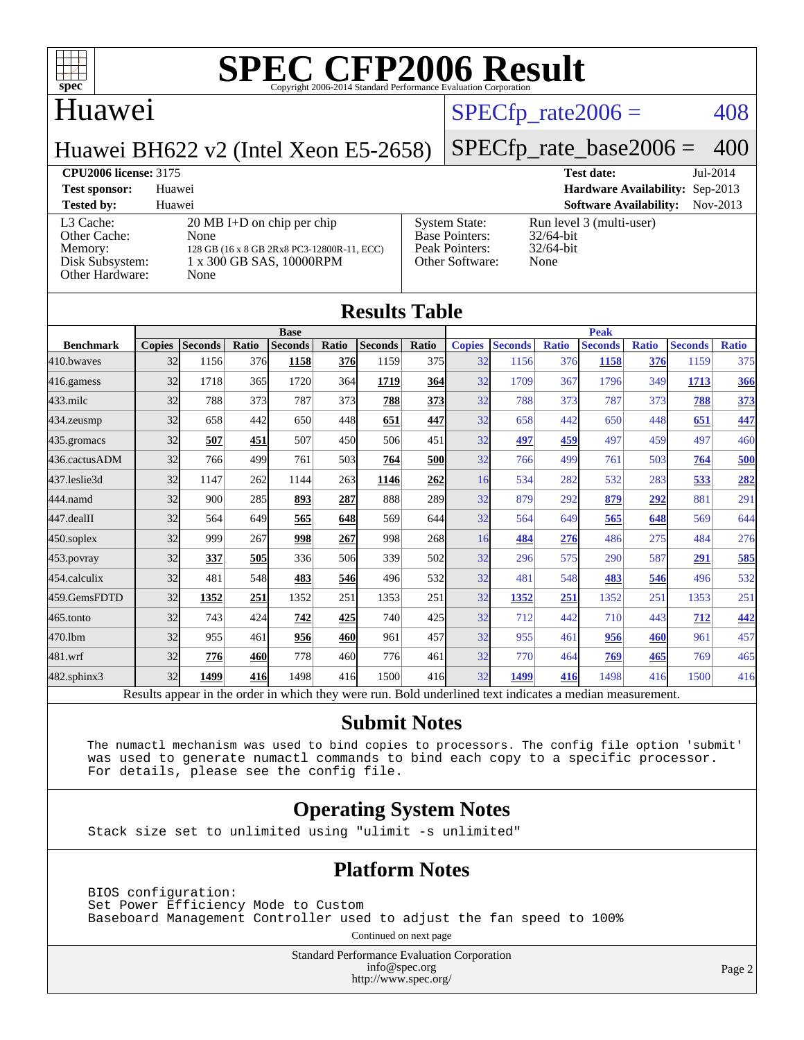# SPEC CFP2006 Result

Copyright 2006-2014 Standard Performance Evaluation Corporation

## Huawei

**Huawei BH622 v2 (Intel Xeon E5-2658)**

SPECfp_rate2006 = 408

SPECfp_rate_base2006 = 400

| | | | |
|---|---|---|---|
| **CPU2006 license:** 3175 | | **Test date:** | Jul-2014 |
| **Test sponsor:** | Huawei | **Hardware Availability:** | Sep-2013 |
| **Tested by:** | Huawei | **Software Availability:** | Nov-2013 |

| | | | |
|---|---|---|---|
| L3 Cache: | 20 MB I+D on chip per chip | System State: | Run level 3 (multi-user) |
| Other Cache: | None | Base Pointers: | 32/64-bit |
| Memory: | 128 GB (16 x 8 GB 2Rx8 PC3-12800R-11, ECC) | Peak Pointers: | 32/64-bit |
| Disk Subsystem: | 1 x 300 GB SAS, 10000RPM | Other Software: | None |
| Other Hardware: | None | | |

## Results Table

| Benchmark | Base | | | | | | | Peak | | | | | | |
|---|---|---|---|---|---|---|---|---|---|---|---|---|---|---|
| | Copies | Seconds | Ratio | Seconds | Ratio | Seconds | Ratio | Copies | Seconds | Ratio | Seconds | Ratio | Seconds | Ratio |
| 410.bwaves | 32 | 1156 | 376 | **1158** | **376** | 1159 | 375 | 32 | 1156 | 376 | **1158** | **376** | 1159 | 375 |
| 416.gamess | 32 | 1718 | 365 | 1720 | 364 | **1719** | **364** | 32 | 1709 | 367 | 1796 | 349 | **1713** | **366** |
| 433.milc | 32 | 788 | 373 | 787 | 373 | **788** | **373** | 32 | 788 | 373 | 787 | 373 | **788** | **373** |
| 434.zeusmp | 32 | 658 | 442 | 650 | 448 | **651** | **447** | 32 | 658 | 442 | 650 | 448 | **651** | **447** |
| 435.gromacs | 32 | **507** | **451** | 507 | 450 | 506 | 451 | 32 | **497** | **459** | 497 | 459 | 497 | 460 |
| 436.cactusADM | 32 | 766 | 499 | 761 | 503 | **764** | **500** | 32 | 766 | 499 | 761 | 503 | **764** | **500** |
| 437.leslie3d | 32 | 1147 | 262 | 1144 | 263 | **1146** | **262** | 16 | 534 | 282 | 532 | 283 | **533** | **282** |
| 444.namd | 32 | 900 | 285 | **893** | **287** | 888 | 289 | 32 | 879 | 292 | **879** | **292** | 881 | 291 |
| 447.dealII | 32 | 564 | 649 | **565** | **648** | 569 | 644 | 32 | 564 | 649 | **565** | **648** | 569 | 644 |
| 450.soplex | 32 | 999 | 267 | **998** | **267** | 998 | 268 | 16 | **484** | **276** | 486 | 275 | 484 | 276 |
| 453.povray | 32 | **337** | **505** | 336 | 506 | 339 | 502 | 32 | 296 | 575 | 290 | 587 | **291** | **585** |
| 454.calculix | 32 | 481 | 548 | **483** | **546** | 496 | 532 | 32 | 481 | 548 | **483** | **546** | 496 | 532 |
| 459.GemsFDTD | 32 | **1352** | **251** | 1352 | 251 | 1353 | 251 | 32 | **1352** | **251** | 1352 | 251 | 1353 | 251 |
| 465.tonto | 32 | 743 | 424 | **742** | **425** | 740 | 425 | 32 | 712 | 442 | 710 | 443 | **712** | **442** |
| 470.lbm | 32 | 955 | 461 | **956** | **460** | 961 | 457 | 32 | 955 | 461 | **956** | **460** | 961 | 457 |
| 481.wrf | 32 | **776** | **460** | 778 | 460 | 776 | 461 | 32 | 770 | 464 | **769** | **465** | 769 | 465 |
| 482.sphinx3 | 32 | **1499** | **416** | 1498 | 416 | 1500 | 416 | 32 | **1499** | **416** | 1498 | 416 | 1500 | 416 |

Results appear in the order in which they were run. Bold underlined text indicates a median measurement.

## Submit Notes

```
The numactl mechanism was used to bind copies to processors. The config file option 'submit'
was used to generate numactl commands to bind each copy to a specific processor.
For details, please see the config file.
```

## Operating System Notes

```
Stack size set to unlimited using "ulimit -s unlimited"
```

## Platform Notes

```
BIOS configuration:
Set Power Efficiency Mode to Custom
Baseboard Management Controller used to adjust the fan speed to 100%
```

Continued on next page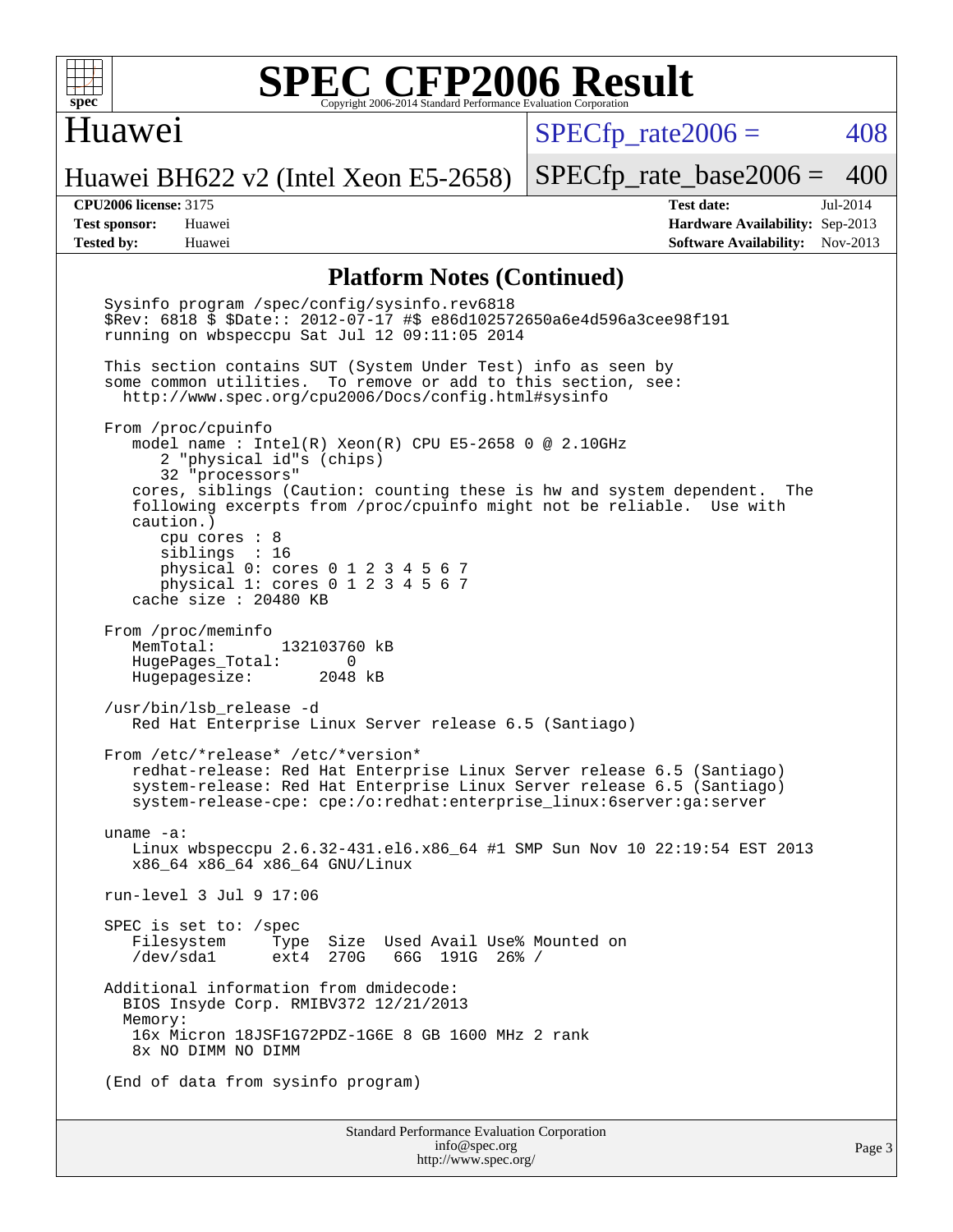## Platform Notes (Continued)

```
Sysinfo program /spec/config/sysinfo.rev6818
$Rev: 6818 $ $Date:: 2012-07-17 #$ e86d102572650a6e4d596a3cee98f191
running on wbspeccpu Sat Jul 12 09:11:05 2014

This section contains SUT (System Under Test) info as seen by
some common utilities.  To remove or add to this section, see:
  http://www.spec.org/cpu2006/Docs/config.html#sysinfo

From /proc/cpuinfo
   model name : Intel(R) Xeon(R) CPU E5-2658 0 @ 2.10GHz
      2 "physical id"s (chips)
      32 "processors"
   cores, siblings (Caution: counting these is hw and system dependent.  The
   following excerpts from /proc/cpuinfo might not be reliable.  Use with
   caution.)
      cpu cores : 8
      siblings  : 16
      physical 0: cores 0 1 2 3 4 5 6 7
      physical 1: cores 0 1 2 3 4 5 6 7
   cache size : 20480 KB

From /proc/meminfo
   MemTotal:       132103760 kB
   HugePages_Total:       0
   Hugepagesize:       2048 kB

/usr/bin/lsb_release -d
   Red Hat Enterprise Linux Server release 6.5 (Santiago)

From /etc/*release* /etc/*version*
   redhat-release: Red Hat Enterprise Linux Server release 6.5 (Santiago)
   system-release: Red Hat Enterprise Linux Server release 6.5 (Santiago)
   system-release-cpe: cpe:/o:redhat:enterprise_linux:6server:ga:server

uname -a:
   Linux wbspeccpu 2.6.32-431.el6.x86_64 #1 SMP Sun Nov 10 22:19:54 EST 2013
   x86_64 x86_64 x86_64 GNU/Linux

run-level 3 Jul 9 17:06

SPEC is set to: /spec
   Filesystem     Type  Size  Used Avail Use% Mounted on
   /dev/sda1      ext4  270G   66G  191G  26% /

Additional information from dmidecode:
  BIOS Insyde Corp. RMIBV372 12/21/2013
  Memory:
   16x Micron 18JSF1G72PDZ-1G6E 8 GB 1600 MHz 2 rank
   8x NO DIMM NO DIMM

(End of data from sysinfo program)
```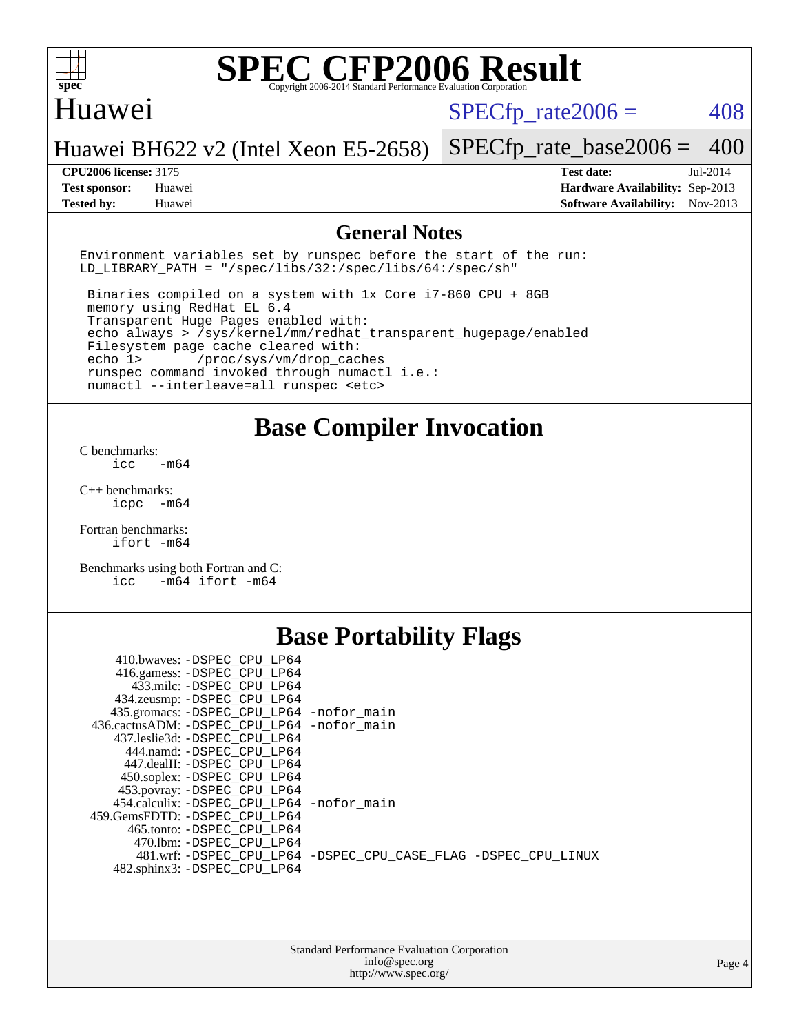# SPEC CFP2006 Result

Copyright 2006-2014 Standard Performance Evaluation Corporation

## Huawei

Huawei BH622 v2 (Intel Xeon E5-2658)

SPECfp_rate2006 = 408

SPECfp_rate_base2006 = 400

| | | | |
|---|---|---|---|
| **CPU2006 license:** 3175 | | **Test date:** | Jul-2014 |
| **Test sponsor:** | Huawei | **Hardware Availability:** | Sep-2013 |
| **Tested by:** | Huawei | **Software Availability:** | Nov-2013 |

## General Notes

```
Environment variables set by runspec before the start of the run:
LD_LIBRARY_PATH = "/spec/libs/32:/spec/libs/64:/spec/sh"

 Binaries compiled on a system with 1x Core i7-860 CPU + 8GB
 memory using RedHat EL 6.4
 Transparent Huge Pages enabled with:
 echo always > /sys/kernel/mm/redhat_transparent_hugepage/enabled
 Filesystem page cache cleared with:
 echo 1>       /proc/sys/vm/drop_caches
 runspec command invoked through numactl i.e.:
 numactl --interleave=all runspec <etc>
```

## Base Compiler Invocation

C benchmarks:
```
icc   -m64
```

C++ benchmarks:
```
icpc  -m64
```

Fortran benchmarks:
```
ifort -m64
```

Benchmarks using both Fortran and C:
```
icc   -m64 ifort -m64
```

## Base Portability Flags

| Benchmark | Flags |
|---|---|
| 410.bwaves: | -DSPEC_CPU_LP64 |
| 416.gamess: | -DSPEC_CPU_LP64 |
| 433.milc: | -DSPEC_CPU_LP64 |
| 434.zeusmp: | -DSPEC_CPU_LP64 |
| 435.gromacs: | -DSPEC_CPU_LP64 -nofor_main |
| 436.cactusADM: | -DSPEC_CPU_LP64 -nofor_main |
| 437.leslie3d: | -DSPEC_CPU_LP64 |
| 444.namd: | -DSPEC_CPU_LP64 |
| 447.dealII: | -DSPEC_CPU_LP64 |
| 450.soplex: | -DSPEC_CPU_LP64 |
| 453.povray: | -DSPEC_CPU_LP64 |
| 454.calculix: | -DSPEC_CPU_LP64 -nofor_main |
| 459.GemsFDTD: | -DSPEC_CPU_LP64 |
| 465.tonto: | -DSPEC_CPU_LP64 |
| 470.lbm: | -DSPEC_CPU_LP64 |
| 481.wrf: | -DSPEC_CPU_LP64 -DSPEC_CPU_CASE_FLAG -DSPEC_CPU_LINUX |
| 482.sphinx3: | -DSPEC_CPU_LP64 |

Standard Performance Evaluation Corporation
info@spec.org
http://www.spec.org/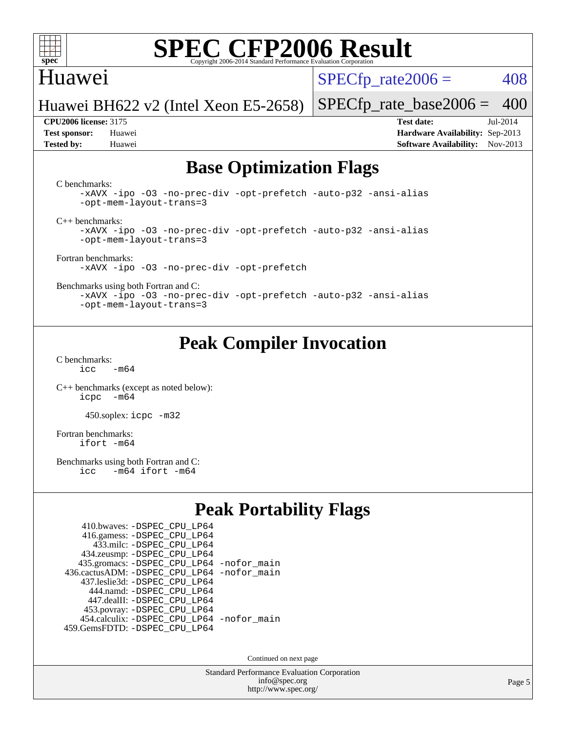# SPEC CFP2006 Result

Copyright 2006-2014 Standard Performance Evaluation Corporation

Huawei

Huawei BH622 v2 (Intel Xeon E5-2658)

SPECfp_rate2006 = 408

SPECfp_rate_base2006 = 400

**CPU2006 license:** 3175
**Test sponsor:** Huawei
**Tested by:** Huawei

**Test date:** Jul-2014
**Hardware Availability:** Sep-2013
**Software Availability:** Nov-2013

## Base Optimization Flags

C benchmarks:
```
-xAVX -ipo -O3 -no-prec-div -opt-prefetch -auto-p32 -ansi-alias
-opt-mem-layout-trans=3
```

C++ benchmarks:
```
-xAVX -ipo -O3 -no-prec-div -opt-prefetch -auto-p32 -ansi-alias
-opt-mem-layout-trans=3
```

Fortran benchmarks:
```
-xAVX -ipo -O3 -no-prec-div -opt-prefetch
```

Benchmarks using both Fortran and C:
```
-xAVX -ipo -O3 -no-prec-div -opt-prefetch -auto-p32 -ansi-alias
-opt-mem-layout-trans=3
```

## Peak Compiler Invocation

C benchmarks:
```
icc   -m64
```

C++ benchmarks (except as noted below):
```
icpc  -m64
```

450.soplex: `icpc -m32`

Fortran benchmarks:
```
ifort -m64
```

Benchmarks using both Fortran and C:
```
icc   -m64 ifort -m64
```

## Peak Portability Flags

```
    410.bwaves: -DSPEC_CPU_LP64
    416.gamess: -DSPEC_CPU_LP64
      433.milc: -DSPEC_CPU_LP64
    434.zeusmp: -DSPEC_CPU_LP64
   435.gromacs: -DSPEC_CPU_LP64 -nofor_main
 436.cactusADM: -DSPEC_CPU_LP64 -nofor_main
   437.leslie3d: -DSPEC_CPU_LP64
      444.namd: -DSPEC_CPU_LP64
    447.dealII: -DSPEC_CPU_LP64
    453.povray: -DSPEC_CPU_LP64
  454.calculix: -DSPEC_CPU_LP64 -nofor_main
 459.GemsFDTD: -DSPEC_CPU_LP64
```

Continued on next page

Standard Performance Evaluation Corporation
info@spec.org
http://www.spec.org/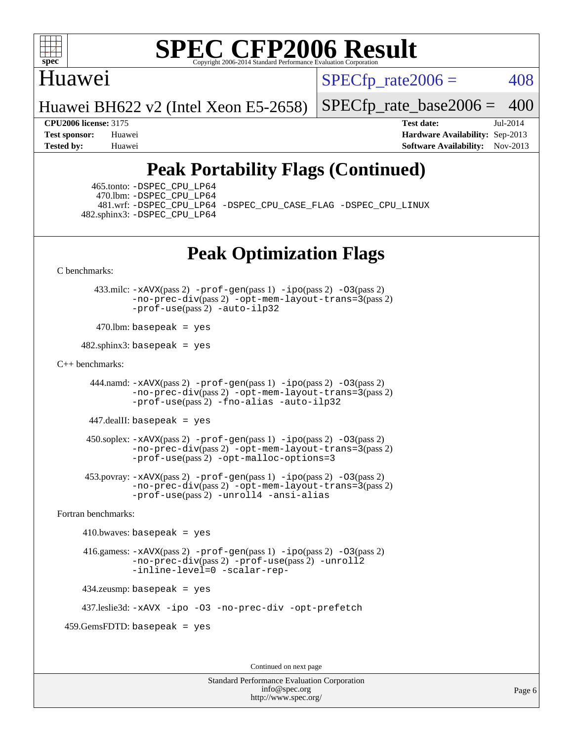# Peak Portability Flags (Continued)

465.tonto: -DSPEC_CPU_LP64
470.lbm: -DSPEC_CPU_LP64
481.wrf: -DSPEC_CPU_LP64 -DSPEC_CPU_CASE_FLAG -DSPEC_CPU_LINUX
482.sphinx3: -DSPEC_CPU_LP64

# Peak Optimization Flags

C benchmarks:

433.milc: -xAVX(pass 2) -prof-gen(pass 1) -ipo(pass 2) -O3(pass 2) -no-prec-div(pass 2) -opt-mem-layout-trans=3(pass 2) -prof-use(pass 2) -auto-ilp32

470.lbm: basepeak = yes

482.sphinx3: basepeak = yes

C++ benchmarks:

444.namd: -xAVX(pass 2) -prof-gen(pass 1) -ipo(pass 2) -O3(pass 2) -no-prec-div(pass 2) -opt-mem-layout-trans=3(pass 2) -prof-use(pass 2) -fno-alias -auto-ilp32

447.dealII: basepeak = yes

450.soplex: -xAVX(pass 2) -prof-gen(pass 1) -ipo(pass 2) -O3(pass 2) -no-prec-div(pass 2) -opt-mem-layout-trans=3(pass 2) -prof-use(pass 2) -opt-malloc-options=3

453.povray: -xAVX(pass 2) -prof-gen(pass 1) -ipo(pass 2) -O3(pass 2) -no-prec-div(pass 2) -opt-mem-layout-trans=3(pass 2) -prof-use(pass 2) -unroll4 -ansi-alias

Fortran benchmarks:

410.bwaves: basepeak = yes

416.gamess: -xAVX(pass 2) -prof-gen(pass 1) -ipo(pass 2) -O3(pass 2) -no-prec-div(pass 2) -prof-use(pass 2) -unroll2 -inline-level=0 -scalar-rep-

434.zeusmp: basepeak = yes

437.leslie3d: -xAVX -ipo -O3 -no-prec-div -opt-prefetch

459.GemsFDTD: basepeak = yes

Continued on next page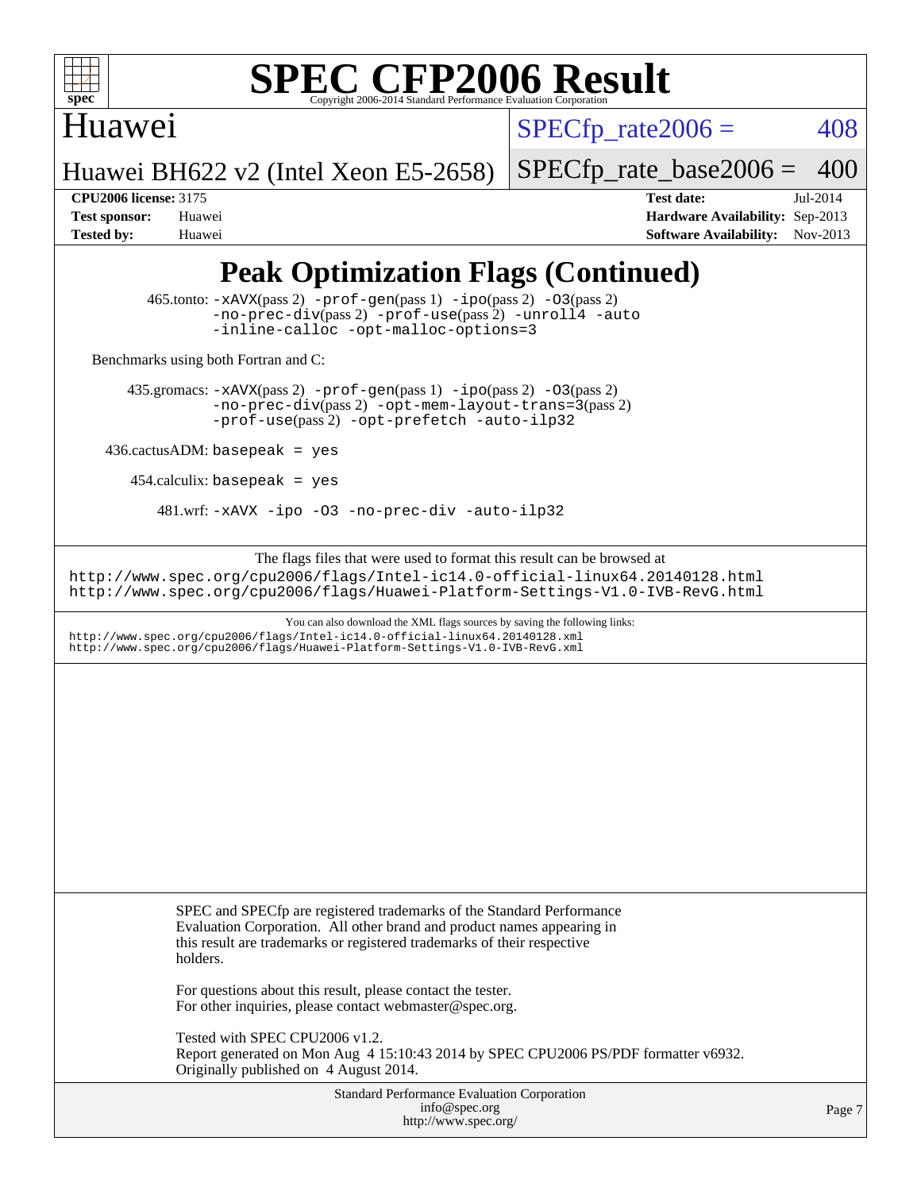# SPEC CFP2006 Result

Copyright 2006-2014 Standard Performance Evaluation Corporation

Huawei

Huawei BH622 v2 (Intel Xeon E5-2658)

SPECfp_rate2006 = 408

SPECfp_rate_base2006 = 400

**CPU2006 license:** 3175
**Test sponsor:** Huawei
**Tested by:** Huawei

**Test date:** Jul-2014
**Hardware Availability:** Sep-2013
**Software Availability:** Nov-2013

## Peak Optimization Flags (Continued)

465.tonto: `-xAVX`(pass 2) `-prof-gen`(pass 1) `-ipo`(pass 2) `-O3`(pass 2) `-no-prec-div`(pass 2) `-prof-use`(pass 2) `-unroll4` `-auto` `-inline-calloc` `-opt-malloc-options=3`

Benchmarks using both Fortran and C:

435.gromacs: `-xAVX`(pass 2) `-prof-gen`(pass 1) `-ipo`(pass 2) `-O3`(pass 2) `-no-prec-div`(pass 2) `-opt-mem-layout-trans=3`(pass 2) `-prof-use`(pass 2) `-opt-prefetch` `-auto-ilp32`

436.cactusADM: `basepeak = yes`

454.calculix: `basepeak = yes`

481.wrf: `-xAVX -ipo -O3 -no-prec-div -auto-ilp32`

The flags files that were used to format this result can be browsed at
http://www.spec.org/cpu2006/flags/Intel-ic14.0-official-linux64.20140128.html
http://www.spec.org/cpu2006/flags/Huawei-Platform-Settings-V1.0-IVB-RevG.html

You can also download the XML flags sources by saving the following links:
http://www.spec.org/cpu2006/flags/Intel-ic14.0-official-linux64.20140128.xml
http://www.spec.org/cpu2006/flags/Huawei-Platform-Settings-V1.0-IVB-RevG.xml

SPEC and SPECfp are registered trademarks of the Standard Performance Evaluation Corporation. All other brand and product names appearing in this result are trademarks or registered trademarks of their respective holders.

For questions about this result, please contact the tester.
For other inquiries, please contact webmaster@spec.org.

Tested with SPEC CPU2006 v1.2.
Report generated on Mon Aug 4 15:10:43 2014 by SPEC CPU2006 PS/PDF formatter v6932.
Originally published on 4 August 2014.

Standard Performance Evaluation Corporation
info@spec.org
http://www.spec.org/